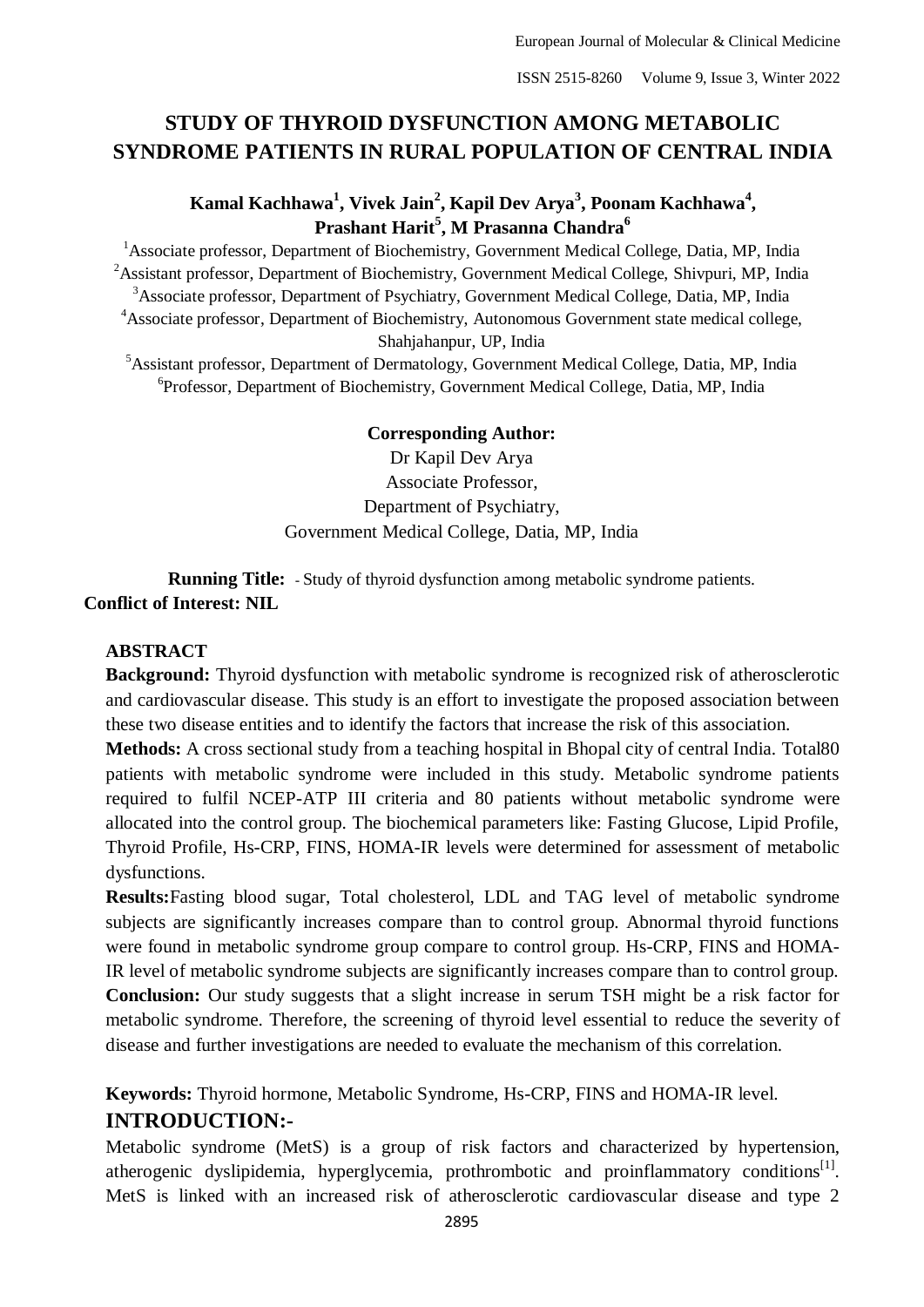# STUDY OF THYROID DYSFUNCTION AMONG METABOLIC SYNDROME PATIENTS IN RURAL POPULATION OF CENTRAL INDIA

**Kamal Kachhawa[1], Vivek Jain[2], Kapil Dev Arya[3], Poonam Kachhawa[4], Prashant Harit[5], M Prasanna Chandra[6]**

[1]Associate professor, Department of Biochemistry, Government Medical College, Datia, MP, India
[2]Assistant professor, Department of Biochemistry, Government Medical College, Shivpuri, MP, India
[3]Associate professor, Department of Psychiatry, Government Medical College, Datia, MP, India
[4]Associate professor, Department of Biochemistry, Autonomous Government state medical college, Shahjahanpur, UP, India
[5]Assistant professor, Department of Dermatology, Government Medical College, Datia, MP, India
[6]Professor, Department of Biochemistry, Government Medical College, Datia, MP, India

**Corresponding Author:**
Dr Kapil Dev Arya
Associate Professor,
Department of Psychiatry,
Government Medical College, Datia, MP, India

**Running Title:** - Study of thyroid dysfunction among metabolic syndrome patients.

**Conflict of Interest: NIL**

## ABSTRACT

**Background:** Thyroid dysfunction with metabolic syndrome is recognized risk of atherosclerotic and cardiovascular disease. This study is an effort to investigate the proposed association between these two disease entities and to identify the factors that increase the risk of this association.

**Methods:** A cross sectional study from a teaching hospital in Bhopal city of central India. Total80 patients with metabolic syndrome were included in this study. Metabolic syndrome patients required to fulfil NCEP-ATP III criteria and 80 patients without metabolic syndrome were allocated into the control group. The biochemical parameters like: Fasting Glucose, Lipid Profile, Thyroid Profile, Hs-CRP, FINS, HOMA-IR levels were determined for assessment of metabolic dysfunctions.

**Results:**Fasting blood sugar, Total cholesterol, LDL and TAG level of metabolic syndrome subjects are significantly increases compare than to control group. Abnormal thyroid functions were found in metabolic syndrome group compare to control group. Hs-CRP, FINS and HOMA-IR level of metabolic syndrome subjects are significantly increases compare than to control group.

**Conclusion:** Our study suggests that a slight increase in serum TSH might be a risk factor for metabolic syndrome. Therefore, the screening of thyroid level essential to reduce the severity of disease and further investigations are needed to evaluate the mechanism of this correlation.

**Keywords:** Thyroid hormone, Metabolic Syndrome, Hs-CRP, FINS and HOMA-IR level.

## INTRODUCTION:-

Metabolic syndrome (MetS) is a group of risk factors and characterized by hypertension, atherogenic dyslipidemia, hyperglycemia, prothrombotic and proinflammatory conditions[1]. MetS is linked with an increased risk of atherosclerotic cardiovascular disease and type 2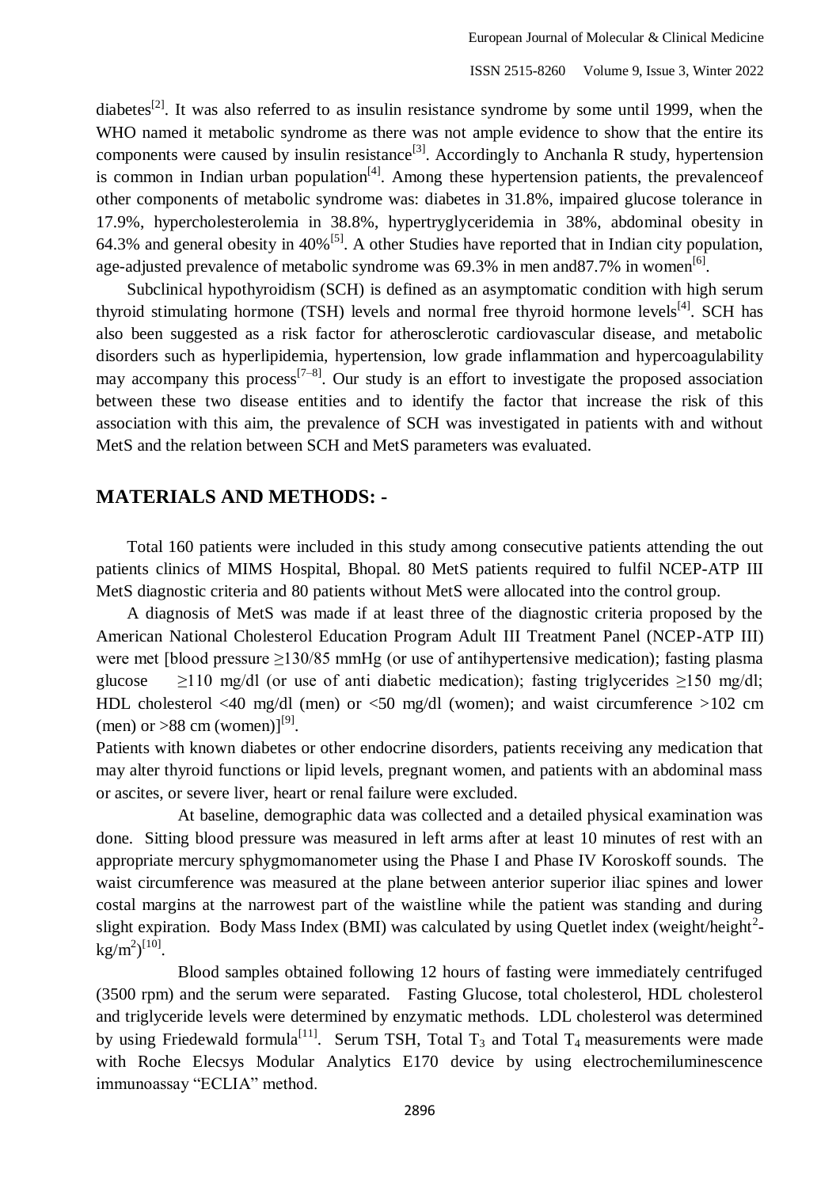diabetes[2]. It was also referred to as insulin resistance syndrome by some until 1999, when the WHO named it metabolic syndrome as there was not ample evidence to show that the entire its components were caused by insulin resistance[3]. Accordingly to Anchanla R study, hypertension is common in Indian urban population[4]. Among these hypertension patients, the prevalenceof other components of metabolic syndrome was: diabetes in 31.8%, impaired glucose tolerance in 17.9%, hypercholesterolemia in 38.8%, hypertryglyceridemia in 38%, abdominal obesity in 64.3% and general obesity in 40%[5]. A other Studies have reported that in Indian city population, age-adjusted prevalence of metabolic syndrome was 69.3% in men and87.7% in women[6].

Subclinical hypothyroidism (SCH) is defined as an asymptomatic condition with high serum thyroid stimulating hormone (TSH) levels and normal free thyroid hormone levels[4]. SCH has also been suggested as a risk factor for atherosclerotic cardiovascular disease, and metabolic disorders such as hyperlipidemia, hypertension, low grade inflammation and hypercoagulability may accompany this process[7–8]. Our study is an effort to investigate the proposed association between these two disease entities and to identify the factor that increase the risk of this association with this aim, the prevalence of SCH was investigated in patients with and without MetS and the relation between SCH and MetS parameters was evaluated.

## MATERIALS AND METHODS: -

Total 160 patients were included in this study among consecutive patients attending the out patients clinics of MIMS Hospital, Bhopal. 80 MetS patients required to fulfil NCEP-ATP III MetS diagnostic criteria and 80 patients without MetS were allocated into the control group.

A diagnosis of MetS was made if at least three of the diagnostic criteria proposed by the American National Cholesterol Education Program Adult III Treatment Panel (NCEP-ATP III) were met [blood pressure ≥130/85 mmHg (or use of antihypertensive medication); fasting plasma glucose ≥110 mg/dl (or use of anti diabetic medication); fasting triglycerides ≥150 mg/dl; HDL cholesterol <40 mg/dl (men) or <50 mg/dl (women); and waist circumference >102 cm (men) or >88 cm (women)][9].

Patients with known diabetes or other endocrine disorders, patients receiving any medication that may alter thyroid functions or lipid levels, pregnant women, and patients with an abdominal mass or ascites, or severe liver, heart or renal failure were excluded.

At baseline, demographic data was collected and a detailed physical examination was done. Sitting blood pressure was measured in left arms after at least 10 minutes of rest with an appropriate mercury sphygmomanometer using the Phase I and Phase IV Koroskoff sounds. The waist circumference was measured at the plane between anterior superior iliac spines and lower costal margins at the narrowest part of the waistline while the patient was standing and during slight expiration. Body Mass Index (BMI) was calculated by using Quetlet index (weight/height$^2$-kg/m$^2$)[10].

Blood samples obtained following 12 hours of fasting were immediately centrifuged (3500 rpm) and the serum were separated. Fasting Glucose, total cholesterol, HDL cholesterol and triglyceride levels were determined by enzymatic methods. LDL cholesterol was determined by using Friedewald formula[11]. Serum TSH, Total $T_3$ and Total $T_4$ measurements were made with Roche Elecsys Modular Analytics E170 device by using electrochemiluminescence immunoassay "ECLIA" method.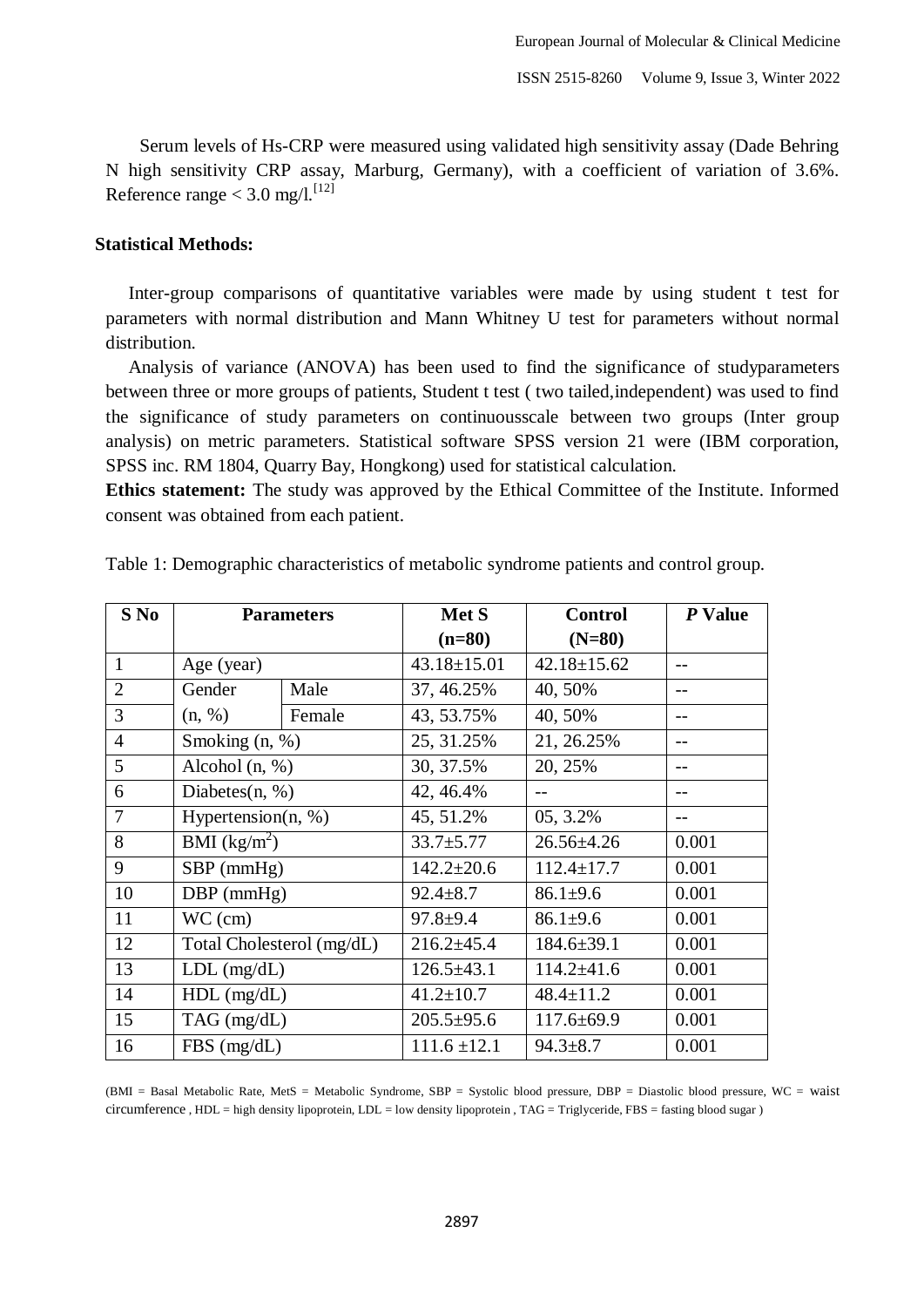Serum levels of Hs-CRP were measured using validated high sensitivity assay (Dade Behring N high sensitivity CRP assay, Marburg, Germany), with a coefficient of variation of 3.6%. Reference range < 3.0 mg/l.[12]

**Statistical Methods:**

Inter-group comparisons of quantitative variables were made by using student t test for parameters with normal distribution and Mann Whitney U test for parameters without normal distribution.

Analysis of variance (ANOVA) has been used to find the significance of studyparameters between three or more groups of patients, Student t test ( two tailed,independent) was used to find the significance of study parameters on continuousscale between two groups (Inter group analysis) on metric parameters. Statistical software SPSS version 21 were (IBM corporation, SPSS inc. RM 1804, Quarry Bay, Hongkong) used for statistical calculation.

**Ethics statement:** The study was approved by the Ethical Committee of the Institute. Informed consent was obtained from each patient.

Table 1: Demographic characteristics of metabolic syndrome patients and control group.

| S No | Parameters | | Met S (n=80) | Control (N=80) | *P* Value |
|---|---|---|---|---|---|
| 1 | Age (year) | | 43.18±15.01 | 42.18±15.62 | -- |
| 2 | Gender (n, %) | Male | 37, 46.25% | 40, 50% | -- |
| 3 | | Female | 43, 53.75% | 40, 50% | -- |
| 4 | Smoking (n, %) | | 25, 31.25% | 21, 26.25% | -- |
| 5 | Alcohol (n, %) | | 30, 37.5% | 20, 25% | -- |
| 6 | Diabetes(n, %) | | 42, 46.4% | -- | -- |
| 7 | Hypertension(n, %) | | 45, 51.2% | 05, 3.2% | -- |
| 8 | BMI ($kg/m^2$) | | 33.7±5.77 | 26.56±4.26 | 0.001 |
| 9 | SBP (mmHg) | | 142.2±20.6 | 112.4±17.7 | 0.001 |
| 10 | DBP (mmHg) | | 92.4±8.7 | 86.1±9.6 | 0.001 |
| 11 | WC (cm) | | 97.8±9.4 | 86.1±9.6 | 0.001 |
| 12 | Total Cholesterol (mg/dL) | | 216.2±45.4 | 184.6±39.1 | 0.001 |
| 13 | LDL (mg/dL) | | 126.5±43.1 | 114.2±41.6 | 0.001 |
| 14 | HDL (mg/dL) | | 41.2±10.7 | 48.4±11.2 | 0.001 |
| 15 | TAG (mg/dL) | | 205.5±95.6 | 117.6±69.9 | 0.001 |
| 16 | FBS (mg/dL) | | 111.6 ±12.1 | 94.3±8.7 | 0.001 |

(BMI = Basal Metabolic Rate, MetS = Metabolic Syndrome, SBP = Systolic blood pressure, DBP = Diastolic blood pressure, WC = waist circumference , HDL = high density lipoprotein, LDL = low density lipoprotein , TAG = Triglyceride, FBS = fasting blood sugar )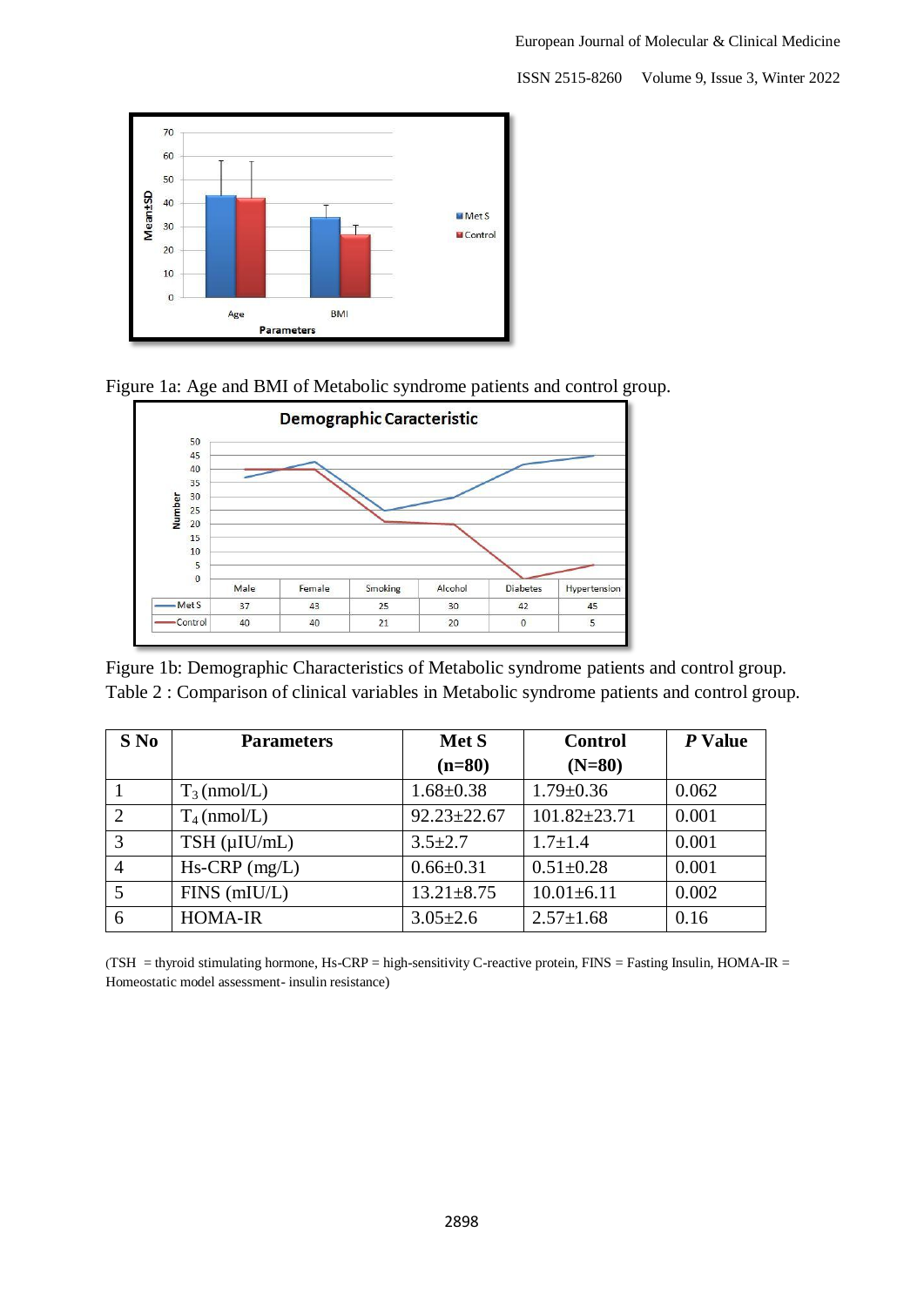Figure 1a: Age and BMI of Metabolic syndrome patients and control group.

Figure 1b: Demographic Characteristics of Metabolic syndrome patients and control group.

Table 2 : Comparison of clinical variables in Metabolic syndrome patients and control group.

| S No | Parameters | Met S (n=80) | Control (N=80) | *P* Value |
|---|---|---|---|---|
| 1 | $T_3$ (nmol/L) | 1.68±0.38 | 1.79±0.36 | 0.062 |
| 2 | $T_4$ (nmol/L) | 92.23±22.67 | 101.82±23.71 | 0.001 |
| 3 | TSH (μIU/mL) | 3.5±2.7 | 1.7±1.4 | 0.001 |
| 4 | Hs-CRP (mg/L) | 0.66±0.31 | 0.51±0.28 | 0.001 |
| 5 | FINS (mIU/L) | 13.21±8.75 | 10.01±6.11 | 0.002 |
| 6 | HOMA-IR | 3.05±2.6 | 2.57±1.68 | 0.16 |

(TSH = thyroid stimulating hormone, Hs-CRP = high-sensitivity C-reactive protein, FINS = Fasting Insulin, HOMA-IR = Homeostatic model assessment- insulin resistance)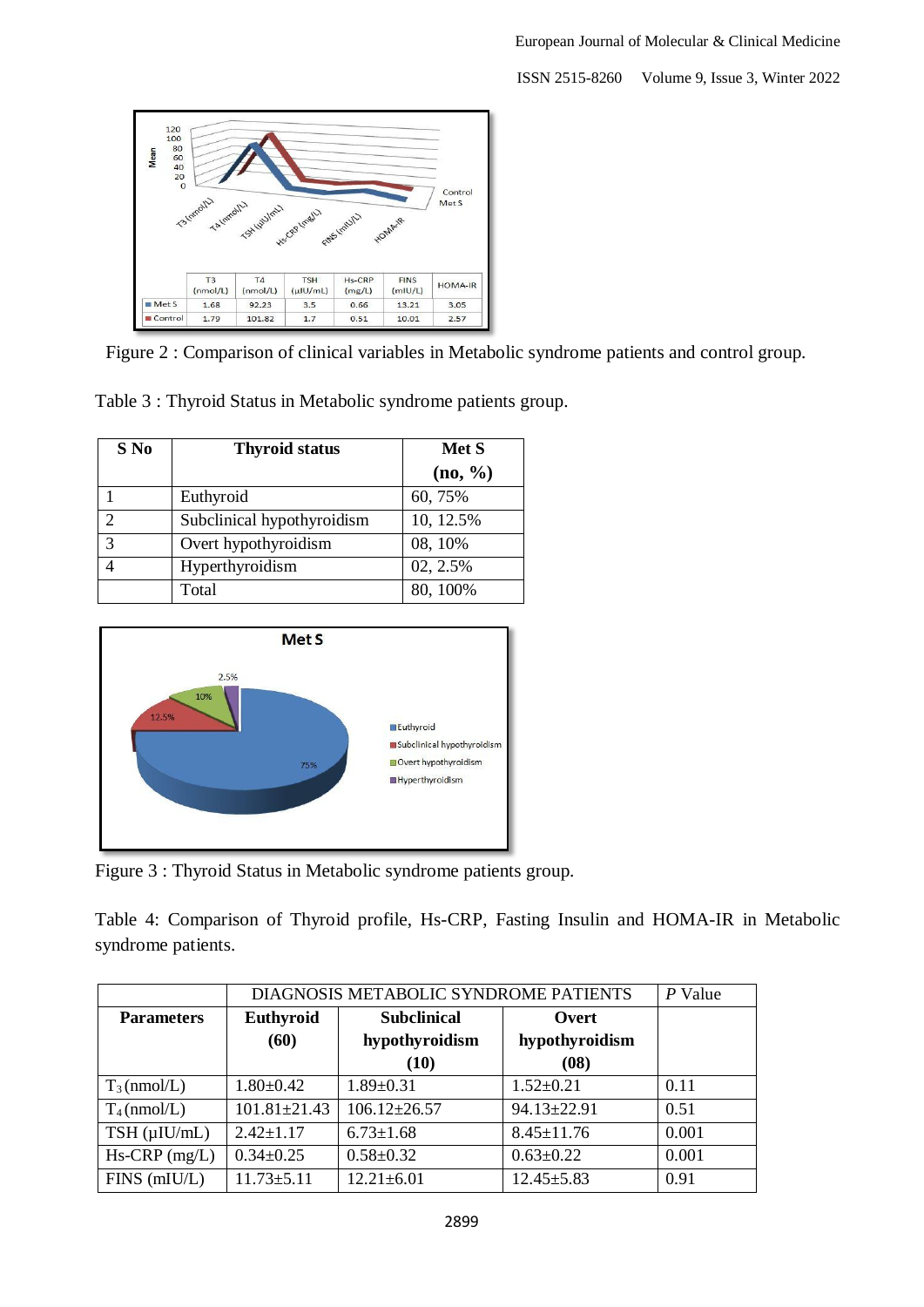| | T3 (nmol/L) | T4 (nmol/L) | TSH (µIU/mL) | Hs-CRP (mg/L) | FINS (mIU/L) | HOMA-IR |
|---|---|---|---|---|---|---|
| Met S | 1.68 | 92.23 | 3.5 | 0.66 | 13.21 | 3.05 |
| Control | 1.79 | 101.82 | 1.7 | 0.51 | 10.01 | 2.57 |

Figure 2 : Comparison of clinical variables in Metabolic syndrome patients and control group.

Table 3 : Thyroid Status in Metabolic syndrome patients group.

| S No | Thyroid status | Met S (no, %) |
|---|---|---|
| 1 | Euthyroid | 60, 75% |
| 2 | Subclinical hypothyroidism | 10, 12.5% |
| 3 | Overt hypothyroidism | 08, 10% |
| 4 | Hyperthyroidism | 02, 2.5% |
| | Total | 80, 100% |

Figure 3 : Thyroid Status in Metabolic syndrome patients group.

Table 4: Comparison of Thyroid profile, Hs-CRP, Fasting Insulin and HOMA-IR in Metabolic syndrome patients.

| | DIAGNOSIS METABOLIC SYNDROME PATIENTS | | | *P* Value |
|---|---|---|---|---|
| **Parameters** | **Euthyroid (60)** | **Subclinical hypothyroidism (10)** | **Overt hypothyroidism (08)** | |
| $T_3$ (nmol/L) | 1.80±0.42 | 1.89±0.31 | 1.52±0.21 | 0.11 |
| $T_4$ (nmol/L) | 101.81±21.43 | 106.12±26.57 | 94.13±22.91 | 0.51 |
| TSH (µIU/mL) | 2.42±1.17 | 6.73±1.68 | 8.45±11.76 | 0.001 |
| Hs-CRP (mg/L) | 0.34±0.25 | 0.58±0.32 | 0.63±0.22 | 0.001 |
| FINS (mIU/L) | 11.73±5.11 | 12.21±6.01 | 12.45±5.83 | 0.91 |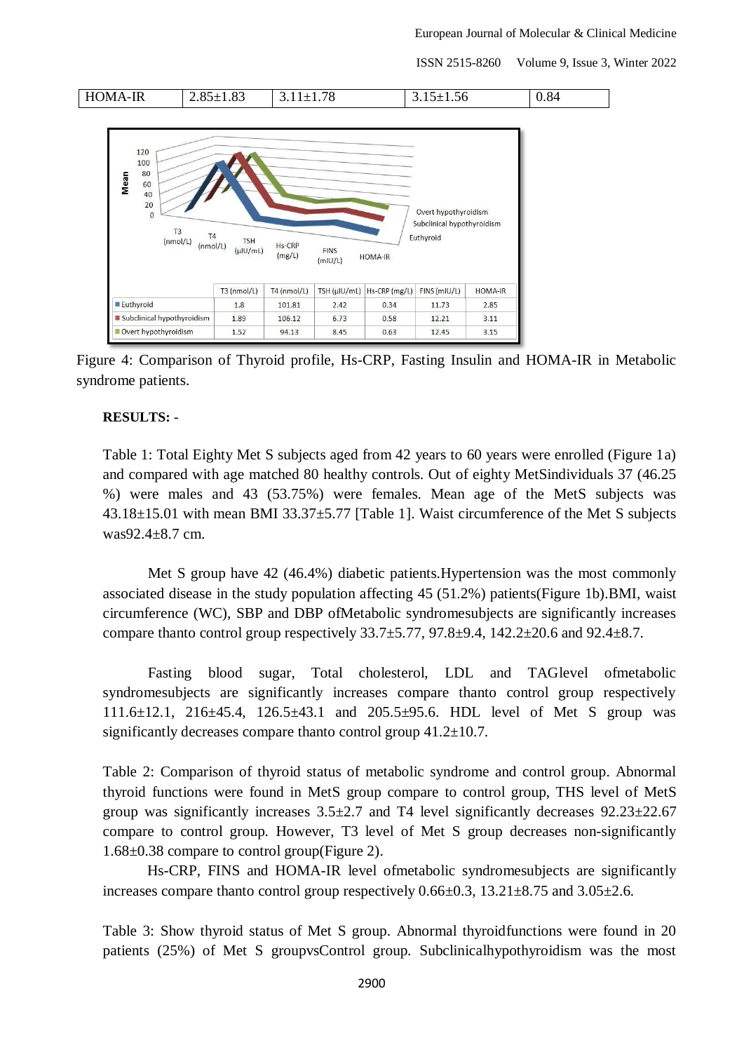| HOMA-IR | 2.85±1.83 | 3.11±1.78 | 3.15±1.56 | 0.84 |
|---|---|---|---|---|

| | T3 (nmol/L) | T4 (nmol/L) | TSH (µIU/mL) | Hs-CRP (mg/L) | FINS (mIU/L) | HOMA-IR |
|---|---|---|---|---|---|---|
| Euthyroid | 1.8 | 101.81 | 2.42 | 0.34 | 11.73 | 2.85 |
| Subclinical hypothyroidism | 1.89 | 106.12 | 6.73 | 0.58 | 12.21 | 3.11 |
| Overt hypothyroidism | 1.52 | 94.13 | 8.45 | 0.63 | 12.45 | 3.15 |

Figure 4: Comparison of Thyroid profile, Hs-CRP, Fasting Insulin and HOMA-IR in Metabolic syndrome patients.

**RESULTS: -**

Table 1: Total Eighty Met S subjects aged from 42 years to 60 years were enrolled (Figure 1a) and compared with age matched 80 healthy controls. Out of eighty MetSindividuals 37 (46.25 %) were males and 43 (53.75%) were females. Mean age of the MetS subjects was 43.18±15.01 with mean BMI 33.37±5.77 [Table 1]. Waist circumference of the Met S subjects was92.4±8.7 cm.

Met S group have 42 (46.4%) diabetic patients.Hypertension was the most commonly associated disease in the study population affecting 45 (51.2%) patients(Figure 1b).BMI, waist circumference (WC), SBP and DBP ofMetabolic syndromesubjects are significantly increases compare thanto control group respectively 33.7±5.77, 97.8±9.4, 142.2±20.6 and 92.4±8.7.

Fasting blood sugar, Total cholesterol, LDL and TAGlevel ofmetabolic syndromesubjects are significantly increases compare thanto control group respectively 111.6±12.1, 216±45.4, 126.5±43.1 and 205.5±95.6. HDL level of Met S group was significantly decreases compare thanto control group 41.2±10.7.

Table 2: Comparison of thyroid status of metabolic syndrome and control group. Abnormal thyroid functions were found in MetS group compare to control group, THS level of MetS group was significantly increases 3.5±2.7 and T4 level significantly decreases 92.23±22.67 compare to control group. However, T3 level of Met S group decreases non-significantly 1.68±0.38 compare to control group(Figure 2).

Hs-CRP, FINS and HOMA-IR level ofmetabolic syndromesubjects are significantly increases compare thanto control group respectively 0.66±0.3, 13.21±8.75 and 3.05±2.6.

Table 3: Show thyroid status of Met S group. Abnormal thyroidfunctions were found in 20 patients (25%) of Met S groupvsControl group. Subclinicalhypothyroidism was the most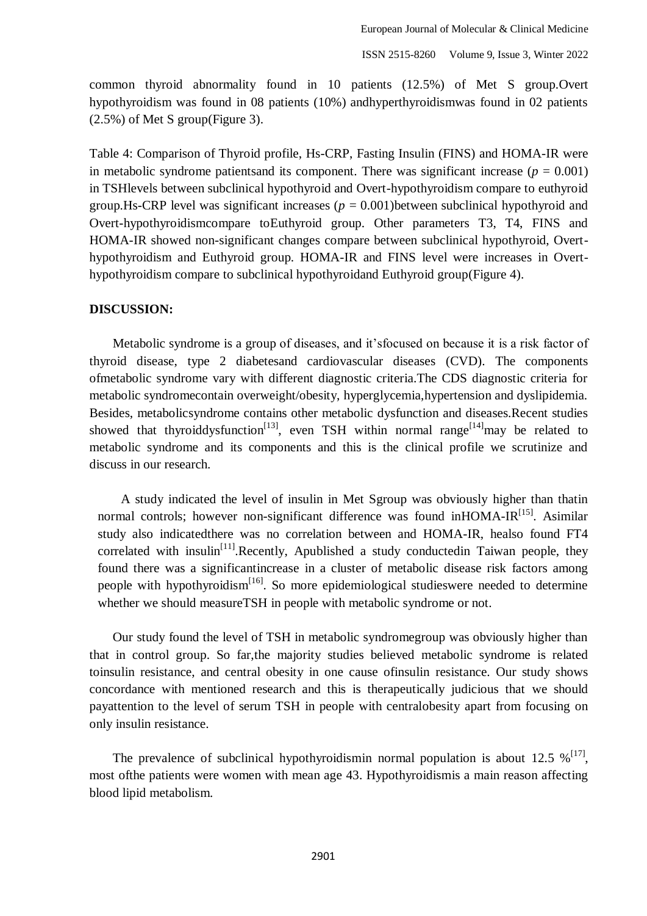common thyroid abnormality found in 10 patients (12.5%) of Met S group.Overt hypothyroidism was found in 08 patients (10%) andhyperthyroidismwas found in 02 patients (2.5%) of Met S group(Figure 3).

Table 4: Comparison of Thyroid profile, Hs-CRP, Fasting Insulin (FINS) and HOMA-IR were in metabolic syndrome patientsand its component. There was significant increase ($p$ = 0.001) in TSHlevels between subclinical hypothyroid and Overt-hypothyroidism compare to euthyroid group.Hs-CRP level was significant increases ($p$ = 0.001)between subclinical hypothyroid and Overt-hypothyroidismcompare toEuthyroid group. Other parameters T3, T4, FINS and HOMA-IR showed non-significant changes compare between subclinical hypothyroid, Overt-hypothyroidism and Euthyroid group. HOMA-IR and FINS level were increases in Overt-hypothyroidism compare to subclinical hypothyroidand Euthyroid group(Figure 4).

## DISCUSSION:

Metabolic syndrome is a group of diseases, and it'sfocused on because it is a risk factor of thyroid disease, type 2 diabetesand cardiovascular diseases (CVD). The components ofmetabolic syndrome vary with different diagnostic criteria.The CDS diagnostic criteria for metabolic syndromecontain overweight/obesity, hyperglycemia,hypertension and dyslipidemia. Besides, metabolicsyndrome contains other metabolic dysfunction and diseases.Recent studies showed that thyroiddysfunction[13], even TSH within normal range[14]may be related to metabolic syndrome and its components and this is the clinical profile we scrutinize and discuss in our research.

A study indicated the level of insulin in Met Sgroup was obviously higher than thatin normal controls; however non-significant difference was found inHOMA-IR[15]. Asimilar study also indicatedthere was no correlation between and HOMA-IR, healso found FT4 correlated with insulin[11].Recently, Apublished a study conductedin Taiwan people, they found there was a significantincrease in a cluster of metabolic disease risk factors among people with hypothyroidism[16]. So more epidemiological studieswere needed to determine whether we should measureTSH in people with metabolic syndrome or not.

Our study found the level of TSH in metabolic syndromegroup was obviously higher than that in control group. So far,the majority studies believed metabolic syndrome is related toinsulin resistance, and central obesity in one cause ofinsulin resistance. Our study shows concordance with mentioned research and this is therapeutically judicious that we should payattention to the level of serum TSH in people with centralobesity apart from focusing on only insulin resistance.

The prevalence of subclinical hypothyroidismin normal population is about 12.5 %[17], most ofthe patients were women with mean age 43. Hypothyroidismis a main reason affecting blood lipid metabolism.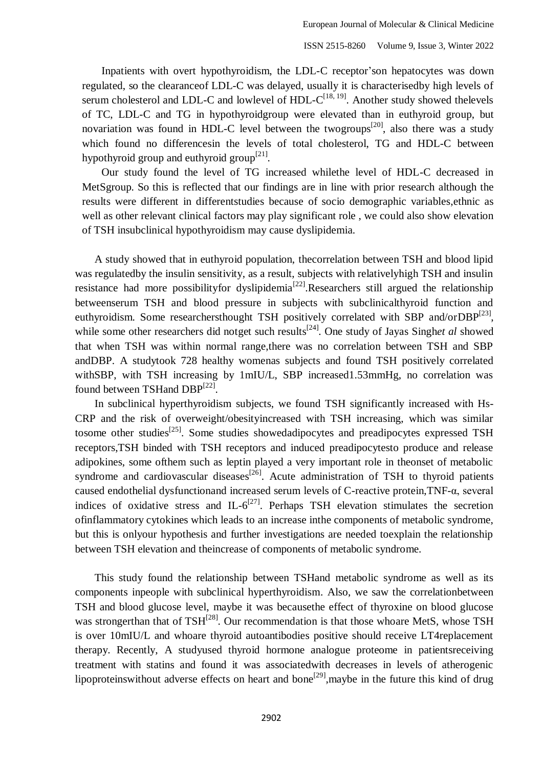Inpatients with overt hypothyroidism, the LDL-C receptor'son hepatocytes was down regulated, so the clearanceof LDL-C was delayed, usually it is characterisedby high levels of serum cholesterol and LDL-C and lowlevel of HDL-C[18, 19]. Another study showed thelevels of TC, LDL-C and TG in hypothyroidgroup were elevated than in euthyroid group, but novariation was found in HDL-C level between the twogroups[20], also there was a study which found no differencesin the levels of total cholesterol, TG and HDL-C between hypothyroid group and euthyroid group[21].

Our study found the level of TG increased whilethe level of HDL-C decreased in MetSgroup. So this is reflected that our findings are in line with prior research although the results were different in differentstudies because of socio demographic variables,ethnic as well as other relevant clinical factors may play significant role , we could also show elevation of TSH insubclinical hypothyroidism may cause dyslipidemia.

A study showed that in euthyroid population, thecorrelation between TSH and blood lipid was regulatedby the insulin sensitivity, as a result, subjects with relativelyhigh TSH and insulin resistance had more possibilityfor dyslipidemia[22].Researchers still argued the relationship betweenserum TSH and blood pressure in subjects with subclinicalthyroid function and euthyroidism. Some researchersthought TSH positively correlated with SBP and/orDBP[23], while some other researchers did notget such results[24]. One study of Jayas Singh*et al* showed that when TSH was within normal range,there was no correlation between TSH and SBP andDBP. A studytook 728 healthy womenas subjects and found TSH positively correlated withSBP, with TSH increasing by 1mIU/L, SBP increased1.53mmHg, no correlation was found between TSHand DBP[22].

In subclinical hyperthyroidism subjects, we found TSH significantly increased with Hs-CRP and the risk of overweight/obesityincreased with TSH increasing, which was similar tosome other studies[25]. Some studies showedadipocytes and preadipocytes expressed TSH receptors,TSH binded with TSH receptors and induced preadipocytesto produce and release adipokines, some ofthem such as leptin played a very important role in theonset of metabolic syndrome and cardiovascular diseases[26]. Acute administration of TSH to thyroid patients caused endothelial dysfunctionand increased serum levels of C-reactive protein,TNF-α, several indices of oxidative stress and IL-6[27]. Perhaps TSH elevation stimulates the secretion ofinflammatory cytokines which leads to an increase inthe components of metabolic syndrome, but this is onlyour hypothesis and further investigations are needed toexplain the relationship between TSH elevation and theincrease of components of metabolic syndrome.

This study found the relationship between TSHand metabolic syndrome as well as its components inpeople with subclinical hyperthyroidism. Also, we saw the correlationbetween TSH and blood glucose level, maybe it was becausethe effect of thyroxine on blood glucose was strongerthan that of TSH[28]. Our recommendation is that those whoare MetS, whose TSH is over 10mIU/L and whoare thyroid autoantibodies positive should receive LT4replacement therapy. Recently, A studyused thyroid hormone analogue proteome in patientsreceiving treatment with statins and found it was associatedwith decreases in levels of atherogenic lipoproteinswithout adverse effects on heart and bone[29],maybe in the future this kind of drug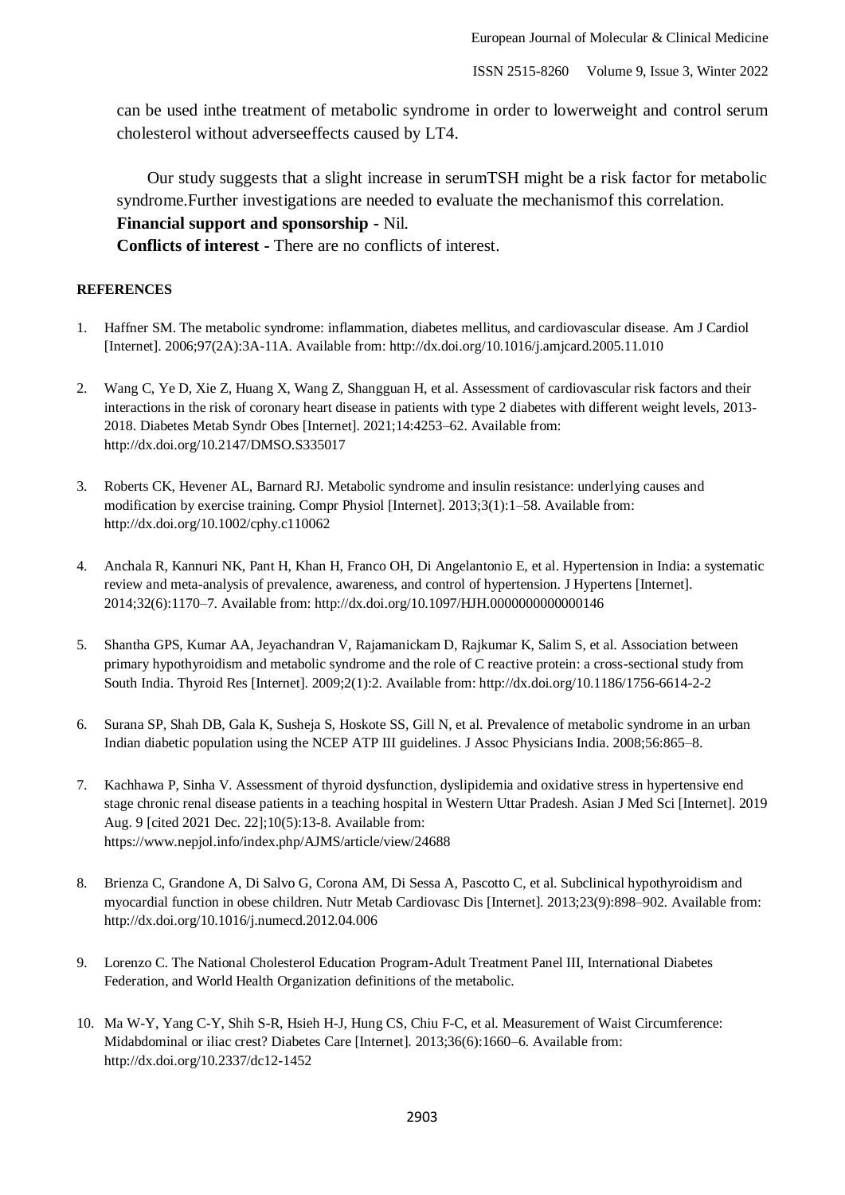can be used inthe treatment of metabolic syndrome in order to lowerweight and control serum cholesterol without adverseeffects caused by LT4.

Our study suggests that a slight increase in serumTSH might be a risk factor for metabolic syndrome.Further investigations are needed to evaluate the mechanismof this correlation.

**Financial support and sponsorship** - Nil.

**Conflicts of interest** - There are no conflicts of interest.

## REFERENCES

1. Haffner SM. The metabolic syndrome: inflammation, diabetes mellitus, and cardiovascular disease. Am J Cardiol [Internet]. 2006;97(2A):3A-11A. Available from: http://dx.doi.org/10.1016/j.amjcard.2005.11.010

2. Wang C, Ye D, Xie Z, Huang X, Wang Z, Shangguan H, et al. Assessment of cardiovascular risk factors and their interactions in the risk of coronary heart disease in patients with type 2 diabetes with different weight levels, 2013-2018. Diabetes Metab Syndr Obes [Internet]. 2021;14:4253–62. Available from: http://dx.doi.org/10.2147/DMSO.S335017

3. Roberts CK, Hevener AL, Barnard RJ. Metabolic syndrome and insulin resistance: underlying causes and modification by exercise training. Compr Physiol [Internet]. 2013;3(1):1–58. Available from: http://dx.doi.org/10.1002/cphy.c110062

4. Anchala R, Kannuri NK, Pant H, Khan H, Franco OH, Di Angelantonio E, et al. Hypertension in India: a systematic review and meta-analysis of prevalence, awareness, and control of hypertension. J Hypertens [Internet]. 2014;32(6):1170–7. Available from: http://dx.doi.org/10.1097/HJH.0000000000000146

5. Shantha GPS, Kumar AA, Jeyachandran V, Rajamanickam D, Rajkumar K, Salim S, et al. Association between primary hypothyroidism and metabolic syndrome and the role of C reactive protein: a cross-sectional study from South India. Thyroid Res [Internet]. 2009;2(1):2. Available from: http://dx.doi.org/10.1186/1756-6614-2-2

6. Surana SP, Shah DB, Gala K, Susheja S, Hoskote SS, Gill N, et al. Prevalence of metabolic syndrome in an urban Indian diabetic population using the NCEP ATP III guidelines. J Assoc Physicians India. 2008;56:865–8.

7. Kachhawa P, Sinha V. Assessment of thyroid dysfunction, dyslipidemia and oxidative stress in hypertensive end stage chronic renal disease patients in a teaching hospital in Western Uttar Pradesh. Asian J Med Sci [Internet]. 2019 Aug. 9 [cited 2021 Dec. 22];10(5):13-8. Available from: https://www.nepjol.info/index.php/AJMS/article/view/24688

8. Brienza C, Grandone A, Di Salvo G, Corona AM, Di Sessa A, Pascotto C, et al. Subclinical hypothyroidism and myocardial function in obese children. Nutr Metab Cardiovasc Dis [Internet]. 2013;23(9):898–902. Available from: http://dx.doi.org/10.1016/j.numecd.2012.04.006

9. Lorenzo C. The National Cholesterol Education Program-Adult Treatment Panel III, International Diabetes Federation, and World Health Organization definitions of the metabolic.

10. Ma W-Y, Yang C-Y, Shih S-R, Hsieh H-J, Hung CS, Chiu F-C, et al. Measurement of Waist Circumference: Midabdominal or iliac crest? Diabetes Care [Internet]. 2013;36(6):1660–6. Available from: http://dx.doi.org/10.2337/dc12-1452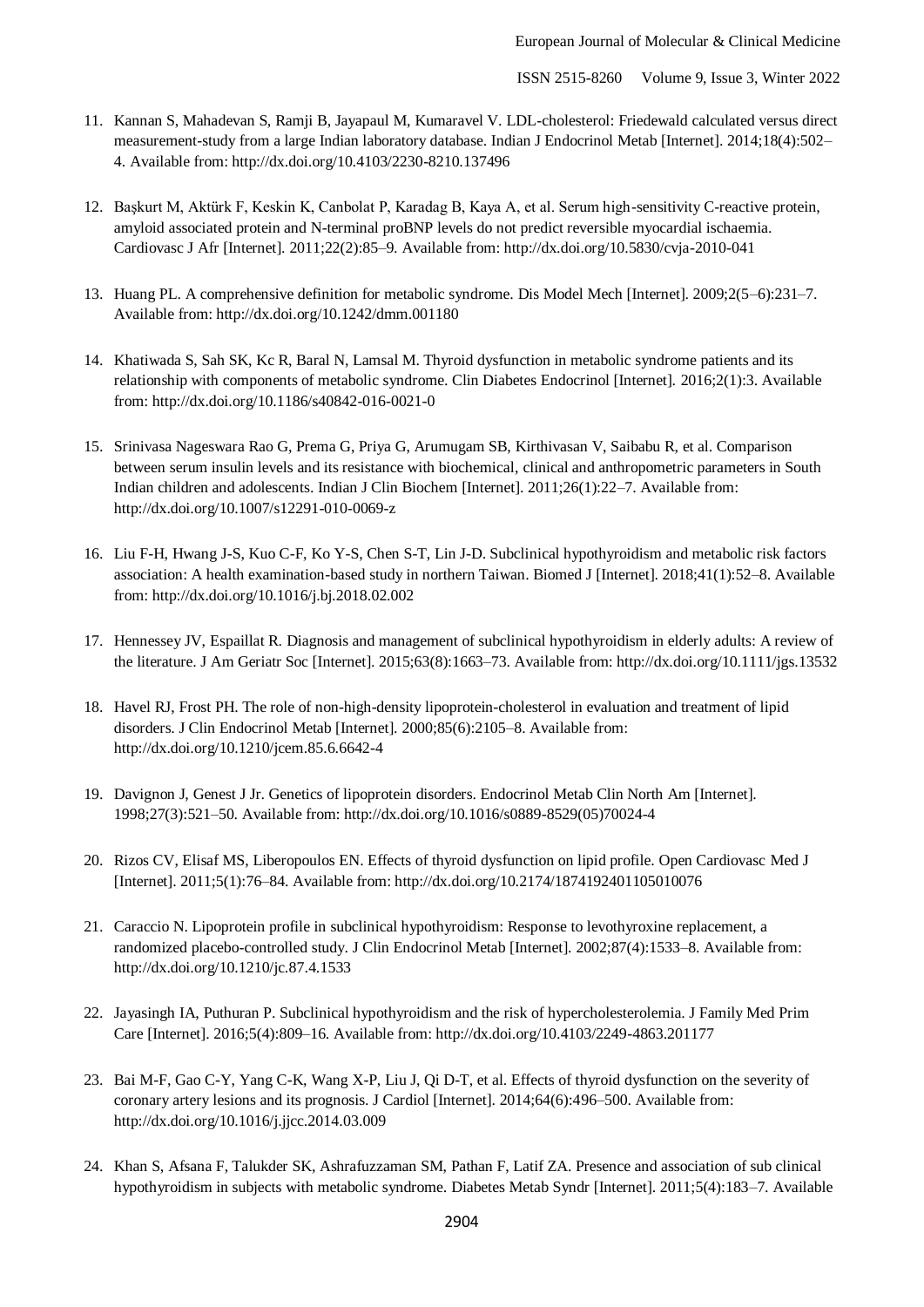11. Kannan S, Mahadevan S, Ramji B, Jayapaul M, Kumaravel V. LDL-cholesterol: Friedewald calculated versus direct measurement-study from a large Indian laboratory database. Indian J Endocrinol Metab [Internet]. 2014;18(4):502–4. Available from: http://dx.doi.org/10.4103/2230-8210.137496

12. Başkurt M, Aktürk F, Keskin K, Canbolat P, Karadag B, Kaya A, et al. Serum high-sensitivity C-reactive protein, amyloid associated protein and N-terminal proBNP levels do not predict reversible myocardial ischaemia. Cardiovasc J Afr [Internet]. 2011;22(2):85–9. Available from: http://dx.doi.org/10.5830/cvja-2010-041

13. Huang PL. A comprehensive definition for metabolic syndrome. Dis Model Mech [Internet]. 2009;2(5–6):231–7. Available from: http://dx.doi.org/10.1242/dmm.001180

14. Khatiwada S, Sah SK, Kc R, Baral N, Lamsal M. Thyroid dysfunction in metabolic syndrome patients and its relationship with components of metabolic syndrome. Clin Diabetes Endocrinol [Internet]. 2016;2(1):3. Available from: http://dx.doi.org/10.1186/s40842-016-0021-0

15. Srinivasa Nageswara Rao G, Prema G, Priya G, Arumugam SB, Kirthivasan V, Saibabu R, et al. Comparison between serum insulin levels and its resistance with biochemical, clinical and anthropometric parameters in South Indian children and adolescents. Indian J Clin Biochem [Internet]. 2011;26(1):22–7. Available from: http://dx.doi.org/10.1007/s12291-010-0069-z

16. Liu F-H, Hwang J-S, Kuo C-F, Ko Y-S, Chen S-T, Lin J-D. Subclinical hypothyroidism and metabolic risk factors association: A health examination-based study in northern Taiwan. Biomed J [Internet]. 2018;41(1):52–8. Available from: http://dx.doi.org/10.1016/j.bj.2018.02.002

17. Hennessey JV, Espaillat R. Diagnosis and management of subclinical hypothyroidism in elderly adults: A review of the literature. J Am Geriatr Soc [Internet]. 2015;63(8):1663–73. Available from: http://dx.doi.org/10.1111/jgs.13532

18. Havel RJ, Frost PH. The role of non-high-density lipoprotein-cholesterol in evaluation and treatment of lipid disorders. J Clin Endocrinol Metab [Internet]. 2000;85(6):2105–8. Available from: http://dx.doi.org/10.1210/jcem.85.6.6642-4

19. Davignon J, Genest J Jr. Genetics of lipoprotein disorders. Endocrinol Metab Clin North Am [Internet]. 1998;27(3):521–50. Available from: http://dx.doi.org/10.1016/s0889-8529(05)70024-4

20. Rizos CV, Elisaf MS, Liberopoulos EN. Effects of thyroid dysfunction on lipid profile. Open Cardiovasc Med J [Internet]. 2011;5(1):76–84. Available from: http://dx.doi.org/10.2174/1874192401105010076

21. Caraccio N. Lipoprotein profile in subclinical hypothyroidism: Response to levothyroxine replacement, a randomized placebo-controlled study. J Clin Endocrinol Metab [Internet]. 2002;87(4):1533–8. Available from: http://dx.doi.org/10.1210/jc.87.4.1533

22. Jayasingh IA, Puthuran P. Subclinical hypothyroidism and the risk of hypercholesterolemia. J Family Med Prim Care [Internet]. 2016;5(4):809–16. Available from: http://dx.doi.org/10.4103/2249-4863.201177

23. Bai M-F, Gao C-Y, Yang C-K, Wang X-P, Liu J, Qi D-T, et al. Effects of thyroid dysfunction on the severity of coronary artery lesions and its prognosis. J Cardiol [Internet]. 2014;64(6):496–500. Available from: http://dx.doi.org/10.1016/j.jjcc.2014.03.009

24. Khan S, Afsana F, Talukder SK, Ashrafuzzaman SM, Pathan F, Latif ZA. Presence and association of sub clinical hypothyroidism in subjects with metabolic syndrome. Diabetes Metab Syndr [Internet]. 2011;5(4):183–7. Available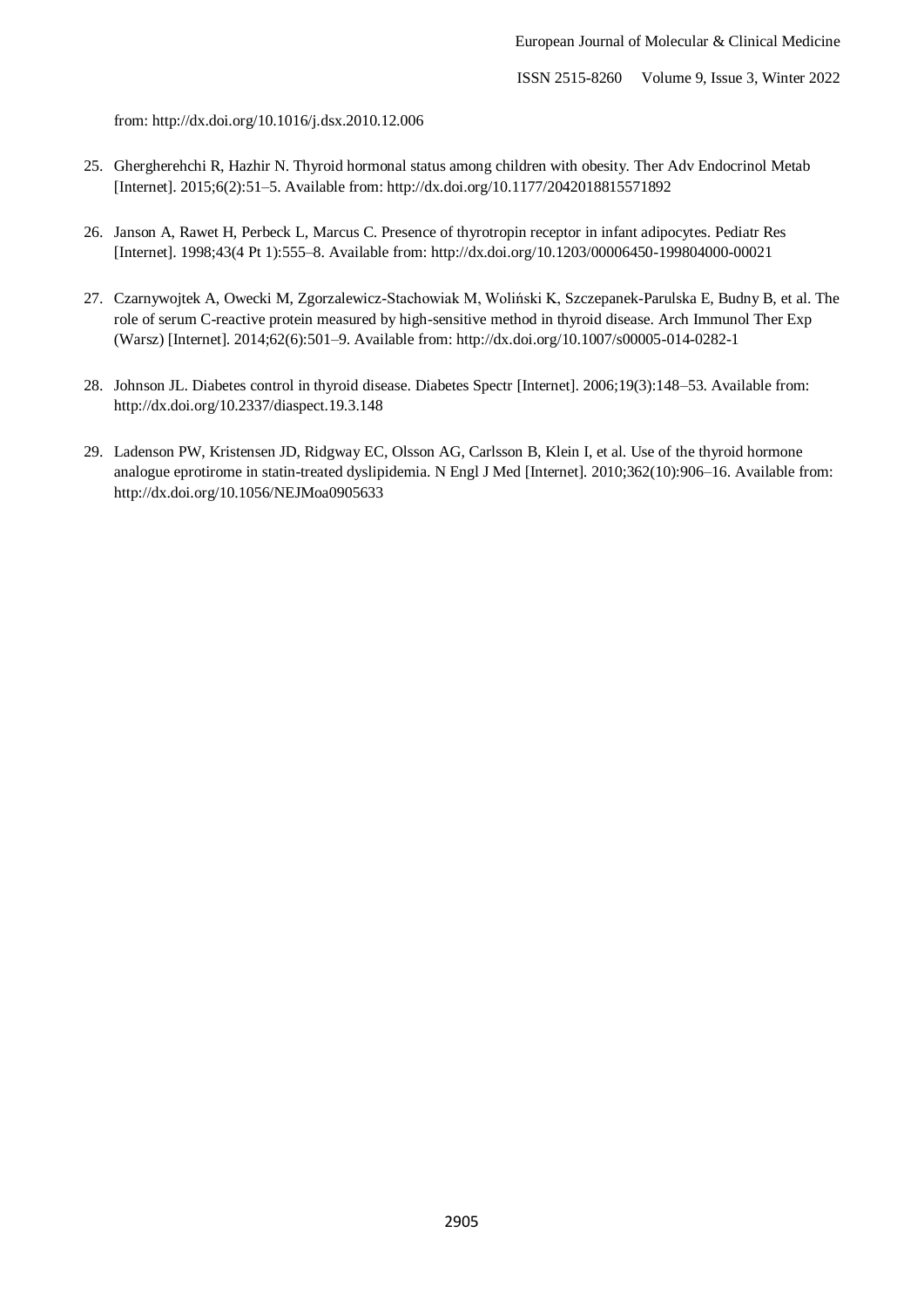from: http://dx.doi.org/10.1016/j.dsx.2010.12.006

25. Ghergherehchi R, Hazhir N. Thyroid hormonal status among children with obesity. Ther Adv Endocrinol Metab [Internet]. 2015;6(2):51–5. Available from: http://dx.doi.org/10.1177/2042018815571892

26. Janson A, Rawet H, Perbeck L, Marcus C. Presence of thyrotropin receptor in infant adipocytes. Pediatr Res [Internet]. 1998;43(4 Pt 1):555–8. Available from: http://dx.doi.org/10.1203/00006450-199804000-00021

27. Czarnywojtek A, Owecki M, Zgorzalewicz-Stachowiak M, Woliński K, Szczepanek-Parulska E, Budny B, et al. The role of serum C-reactive protein measured by high-sensitive method in thyroid disease. Arch Immunol Ther Exp (Warsz) [Internet]. 2014;62(6):501–9. Available from: http://dx.doi.org/10.1007/s00005-014-0282-1

28. Johnson JL. Diabetes control in thyroid disease. Diabetes Spectr [Internet]. 2006;19(3):148–53. Available from: http://dx.doi.org/10.2337/diaspect.19.3.148

29. Ladenson PW, Kristensen JD, Ridgway EC, Olsson AG, Carlsson B, Klein I, et al. Use of the thyroid hormone analogue eprotirome in statin-treated dyslipidemia. N Engl J Med [Internet]. 2010;362(10):906–16. Available from: http://dx.doi.org/10.1056/NEJMoa0905633